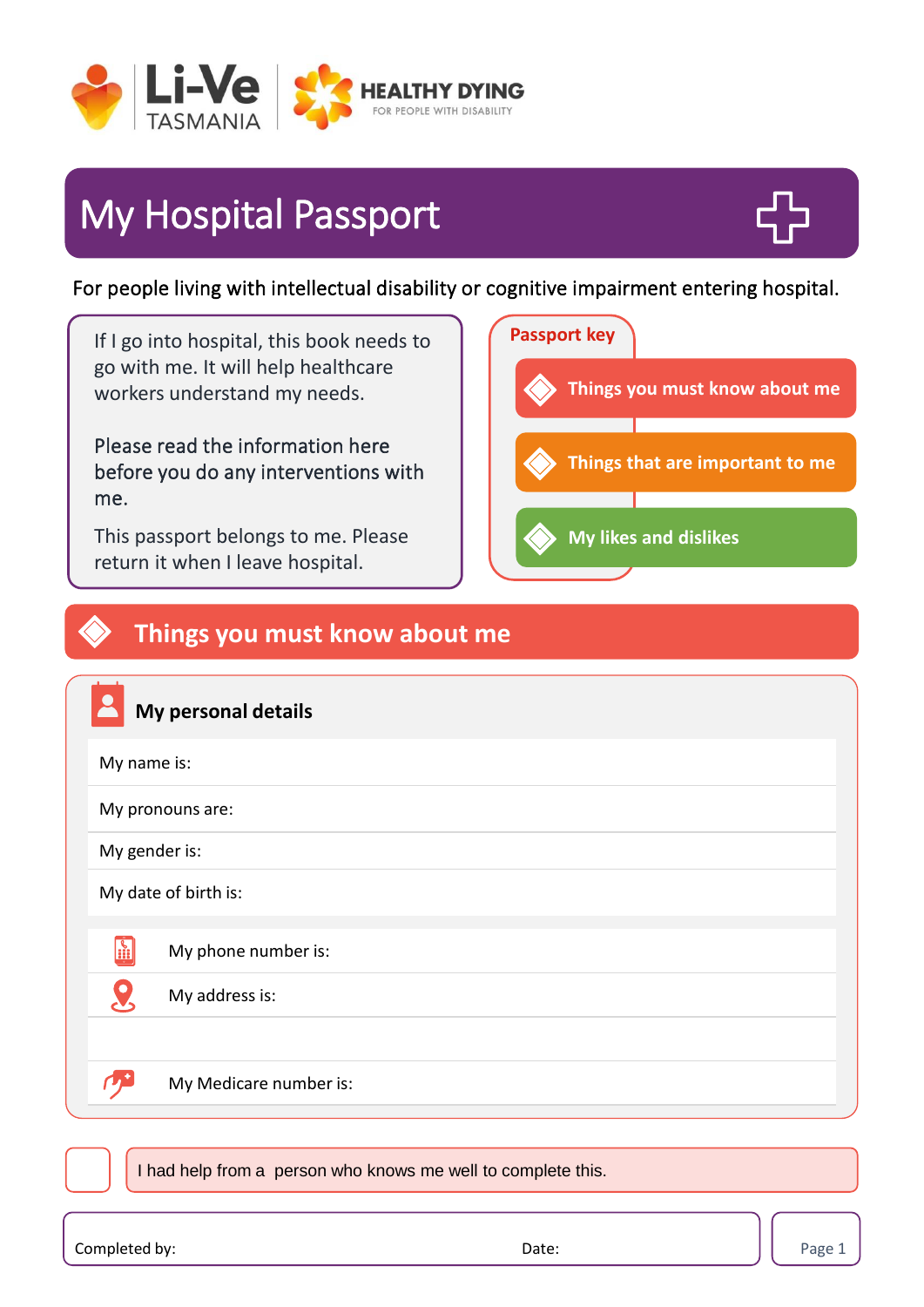Li-Ve TASMANIA

HEALTHY DYING
FOR PEOPLE WITH DISABILITY

# My Hospital Passport

For people living with intellectual disability or cognitive impairment entering hospital.

If I go into hospital, this book needs to go with me. It will help healthcare workers understand my needs.

Please read the information here before you do any interventions with me.

This passport belongs to me. Please return it when I leave hospital.

**Passport key**

- Things you must know about me
- Things that are important to me
- My likes and dislikes

## Things you must know about me

### My personal details

My name is:

My pronouns are:

My gender is:

My date of birth is:

My phone number is:

My address is:

My Medicare number is:

☐ I had help from a person who knows me well to complete this.

Completed by: Date: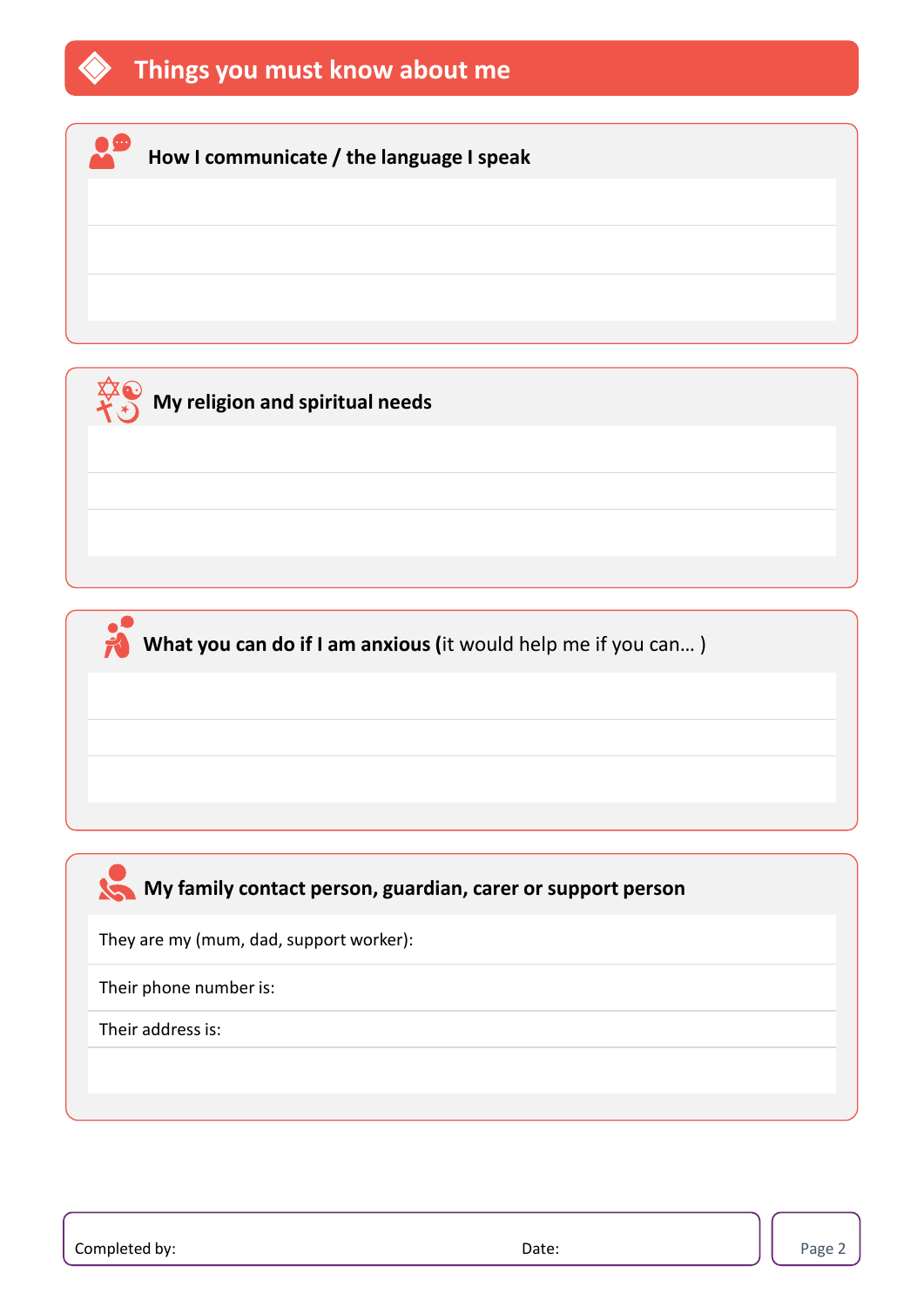# Things you must know about me

## How I communicate / the language I speak

## My religion and spiritual needs

## What you can do if I am anxious (it would help me if you can… )

## My family contact person, guardian, carer or support person

They are my (mum, dad, support worker):

Their phone number is:

Their address is:

Completed by: Date: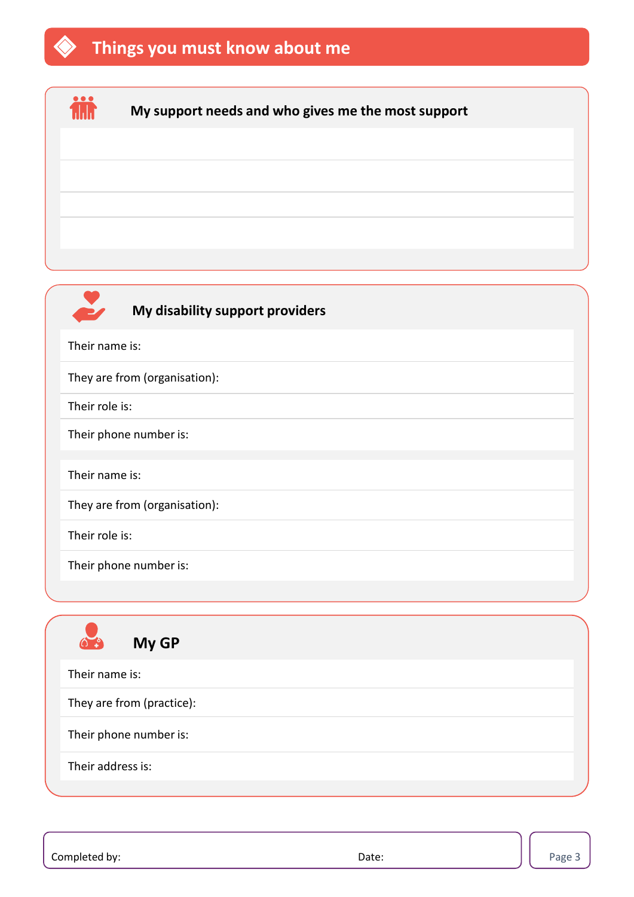# Things you must know about me

## My support needs and who gives me the most support

## My disability support providers

Their name is:

They are from (organisation):

Their role is:

Their phone number is:

Their name is:

They are from (organisation):

Their role is:

Their phone number is:

## My GP

Their name is:

They are from (practice):

Their phone number is:

Their address is:

Completed by: Date: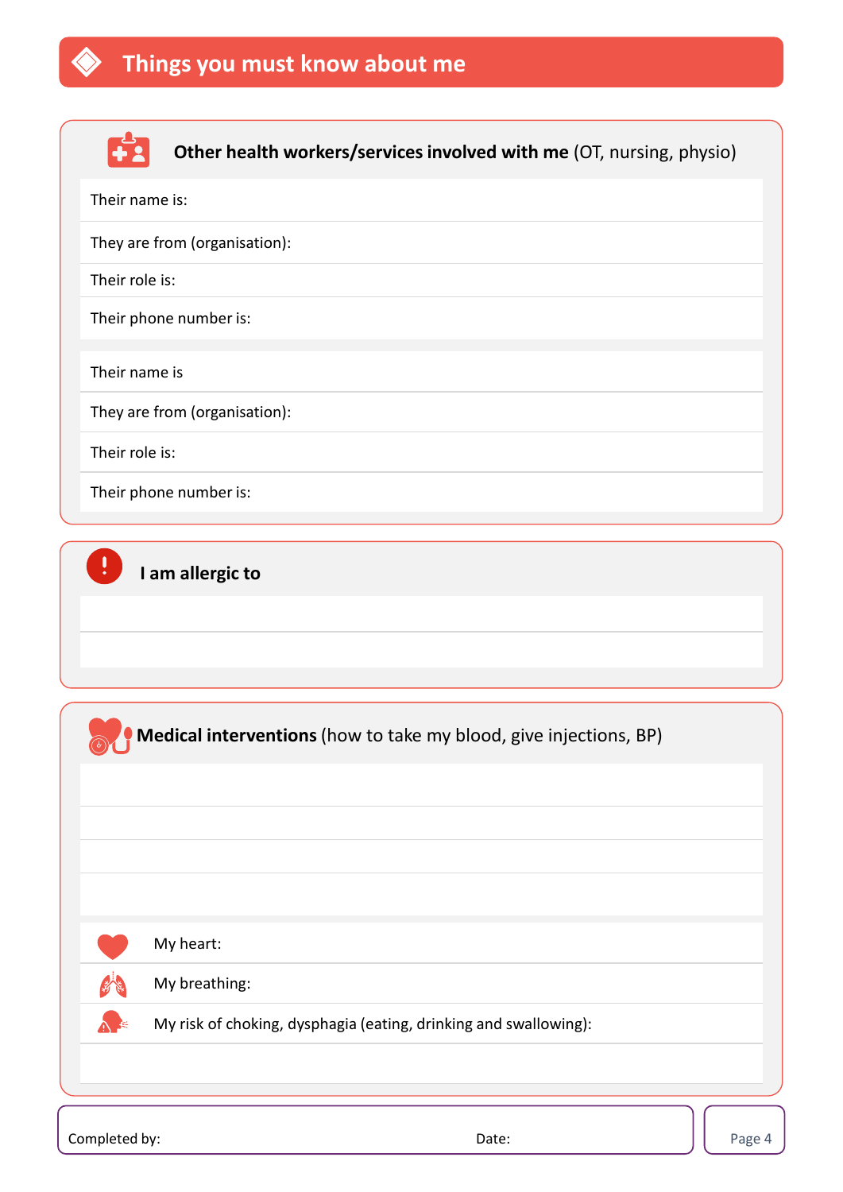# Things you must know about me

## Other health workers/services involved with me (OT, nursing, physio)

Their name is:

They are from (organisation):

Their role is:

Their phone number is:

Their name is

They are from (organisation):

Their role is:

Their phone number is:

## I am allergic to

## Medical interventions (how to take my blood, give injections, BP)

My heart:

My breathing:

My risk of choking, dysphagia (eating, drinking and swallowing):

Completed by: Date: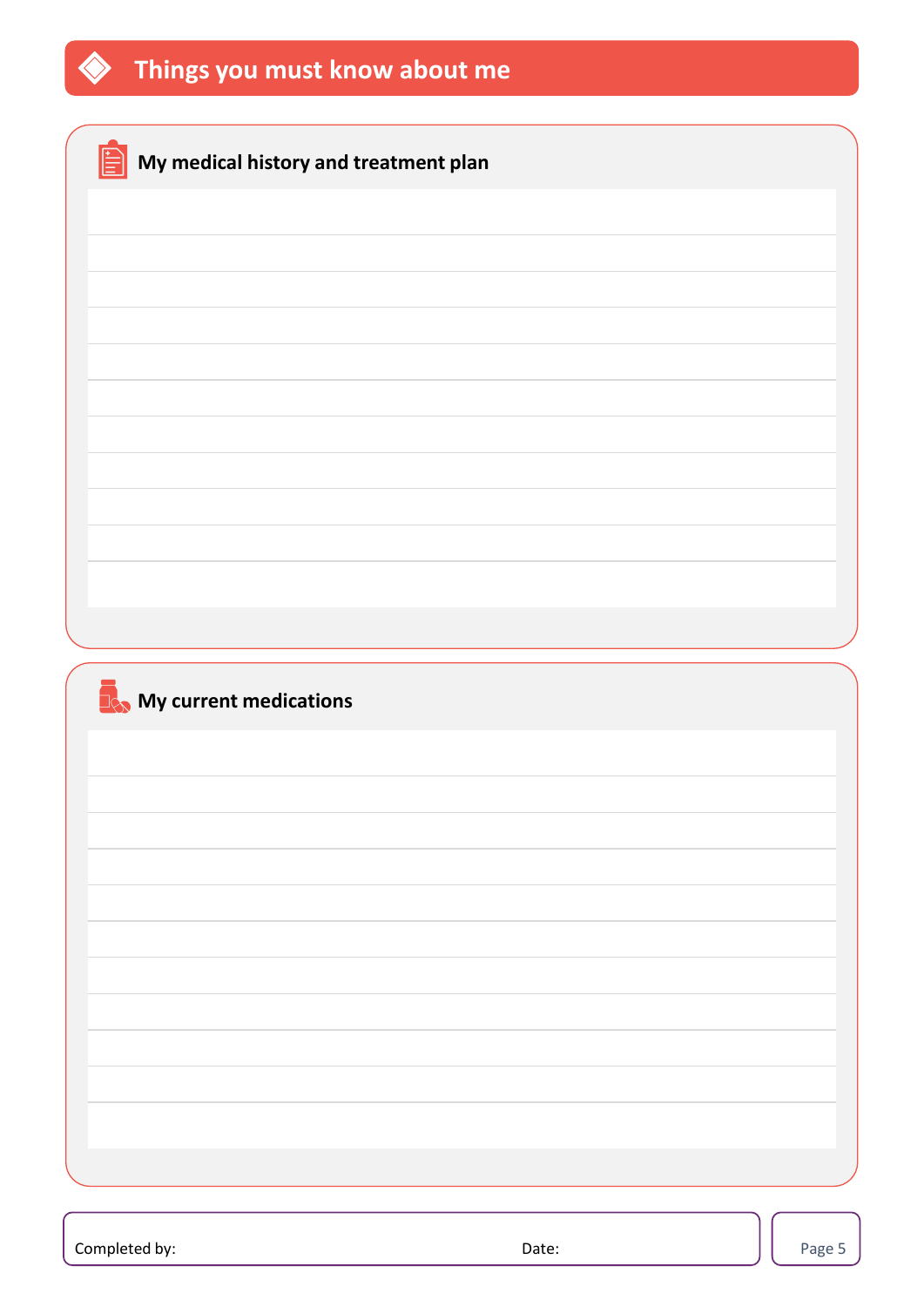# Things you must know about me

## My medical history and treatment plan

## My current medications

Completed by: Date: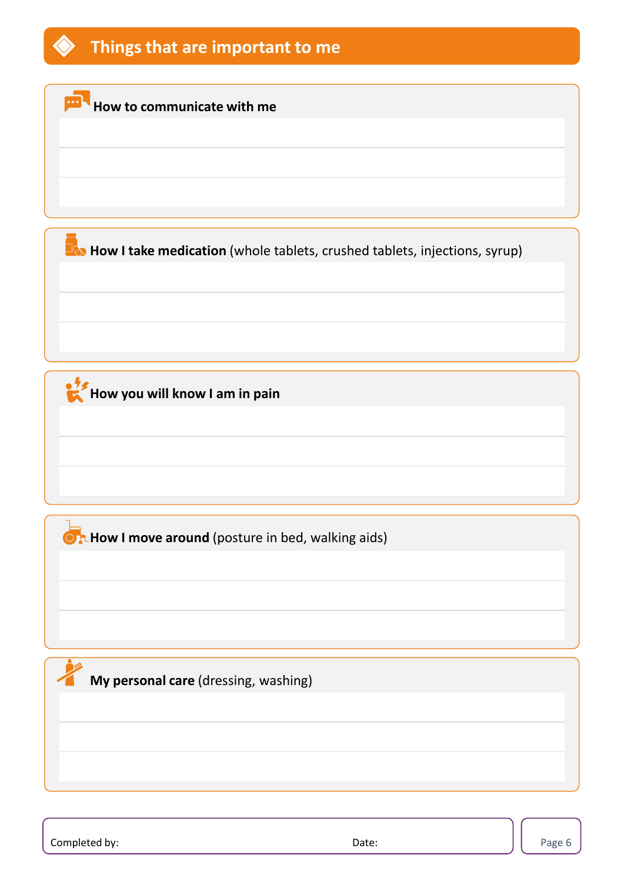## Things that are important to me

### How to communicate with me

### **How I take medication** (whole tablets, crushed tablets, injections, syrup)

### How you will know I am in pain

### **How I move around** (posture in bed, walking aids)

### **My personal care** (dressing, washing)

Completed by: Date: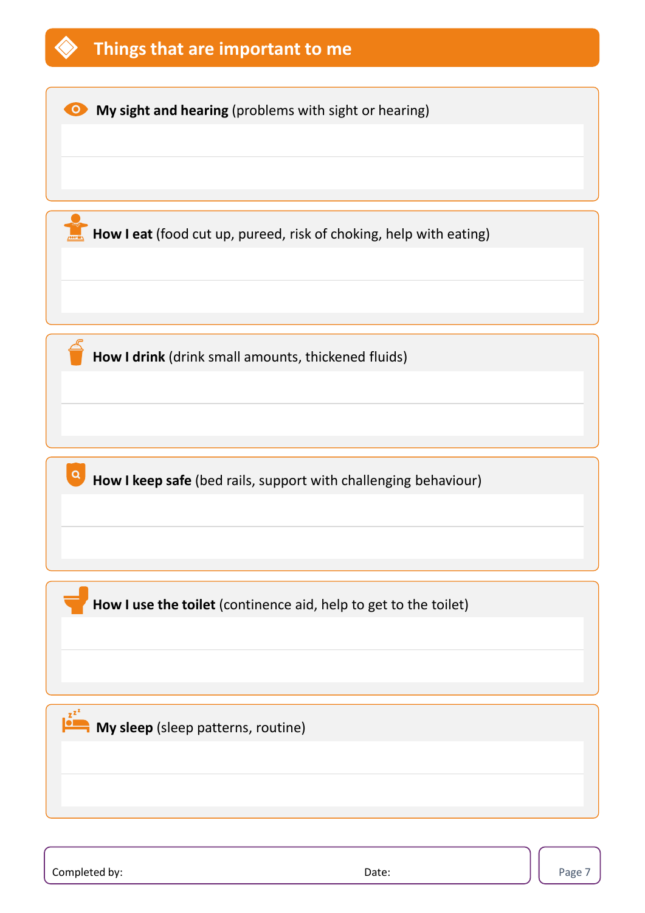## Things that are important to me

**My sight and hearing** (problems with sight or hearing)

**How I eat** (food cut up, pureed, risk of choking, help with eating)

**How I drink** (drink small amounts, thickened fluids)

**How I keep safe** (bed rails, support with challenging behaviour)

**How I use the toilet** (continence aid, help to get to the toilet)

**My sleep** (sleep patterns, routine)

Completed by: Date: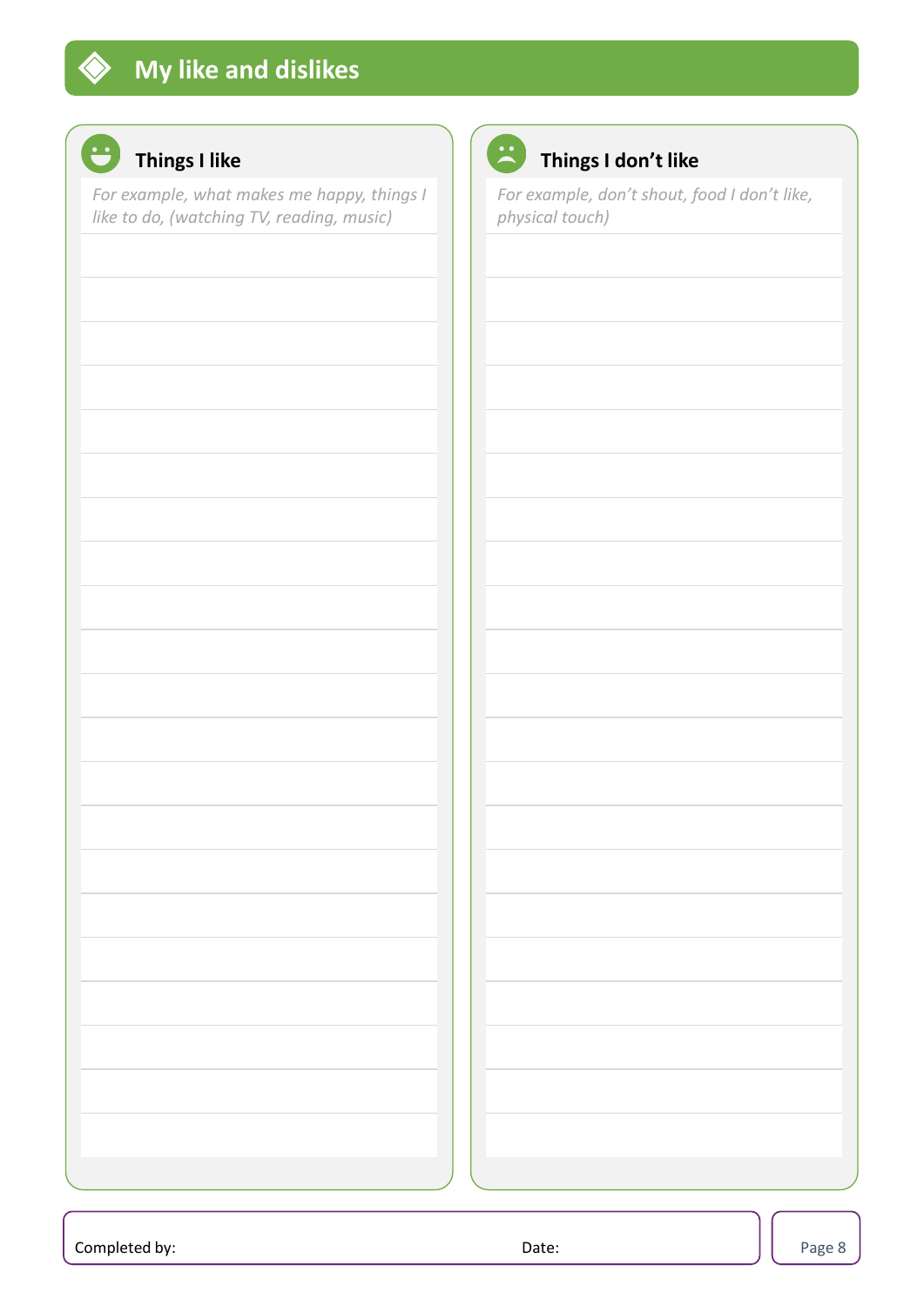# My like and dislikes

## Things I like

*For example, what makes me happy, things I like to do, (watching TV, reading, music)*

## Things I don't like

*For example, don't shout, food I don't like, physical touch)*

Completed by:

Date: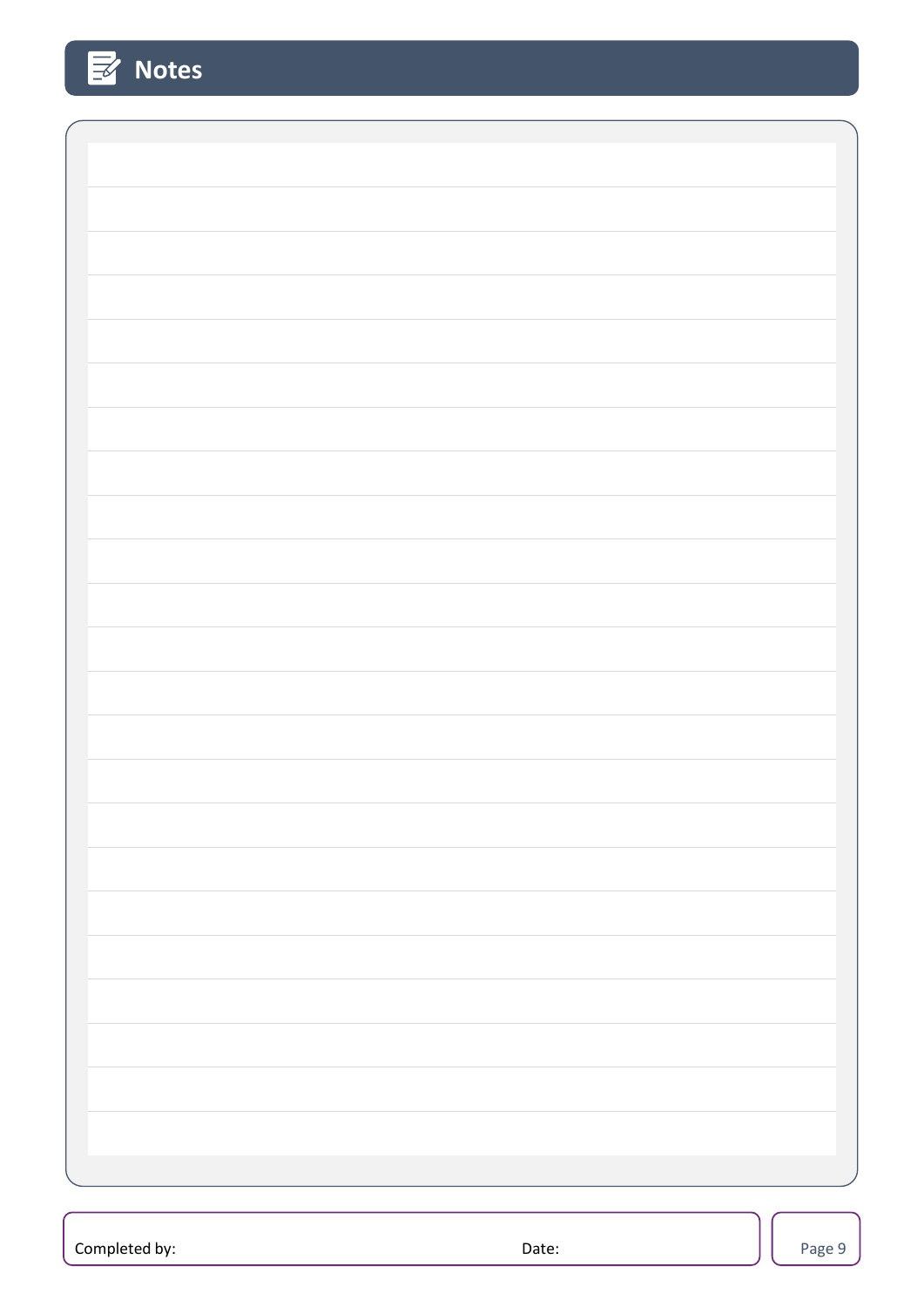# Notes

Completed by: Date: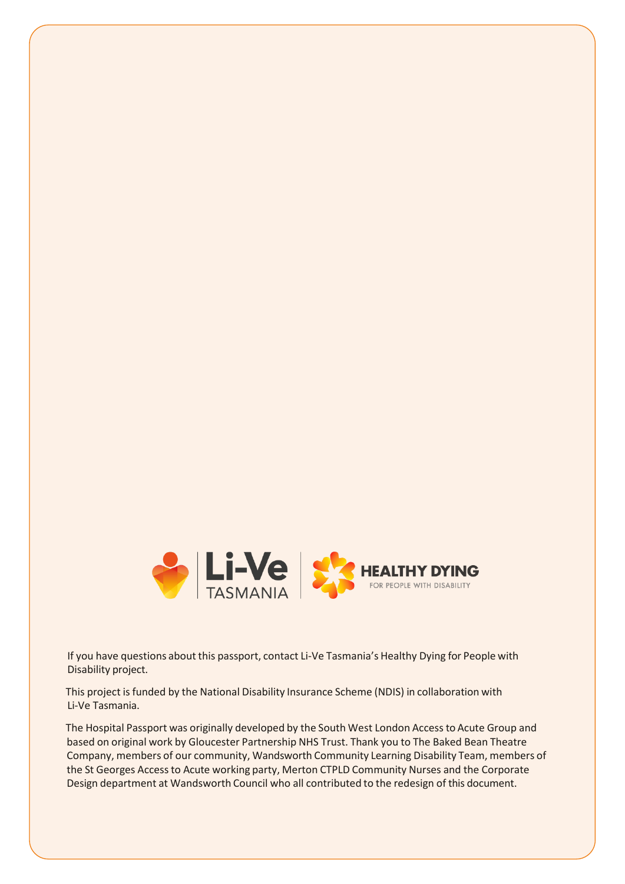Li-Ve TASMANIA | HEALTHY DYING FOR PEOPLE WITH DISABILITY

If you have questions about this passport, contact Li-Ve Tasmania's Healthy Dying for People with Disability project.

This project is funded by the National Disability Insurance Scheme (NDIS) in collaboration with Li-Ve Tasmania.

The Hospital Passport was originally developed by the South West London Access to Acute Group and based on original work by Gloucester Partnership NHS Trust. Thank you to The Baked Bean Theatre Company, members of our community, Wandsworth Community Learning Disability Team, members of the St Georges Access to Acute working party, Merton CTPLD Community Nurses and the Corporate Design department at Wandsworth Council who all contributed to the redesign of this document.